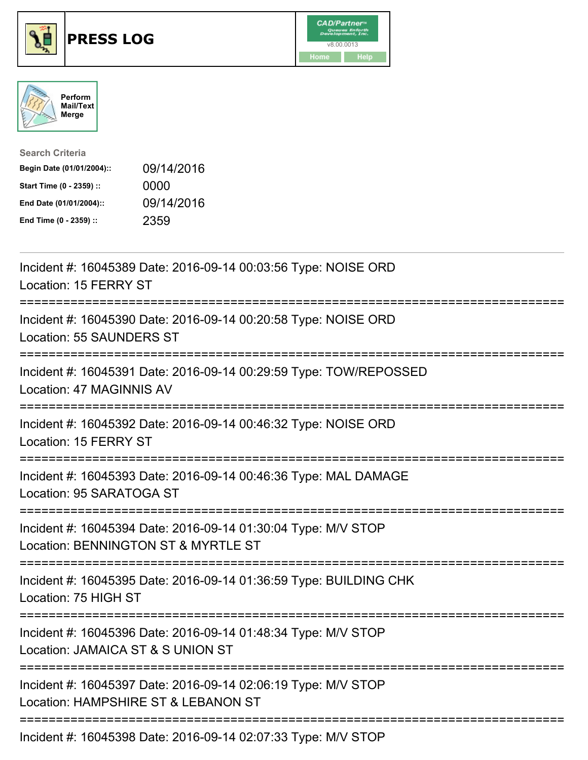# PRESS LOG

CAD/Partner
v8.00.0013
Home Help

Perform Mail/Text Merge

**Search Criteria**

| | |
|---|---|
| **Begin Date (01/01/2004)::** | 09/14/2016 |
| **Start Time (0 - 2359) ::** | 0000 |
| **End Date (01/01/2004)::** | 09/14/2016 |
| **End Time (0 - 2359) ::** | 2359 |

---

Incident #: 16045389 Date: 2016-09-14 00:03:56 Type: NOISE ORD
Location: 15 FERRY ST

===========================================================================

Incident #: 16045390 Date: 2016-09-14 00:20:58 Type: NOISE ORD
Location: 55 SAUNDERS ST

===========================================================================

Incident #: 16045391 Date: 2016-09-14 00:29:59 Type: TOW/REPOSSED
Location: 47 MAGINNIS AV

===========================================================================

Incident #: 16045392 Date: 2016-09-14 00:46:32 Type: NOISE ORD
Location: 15 FERRY ST

===========================================================================

Incident #: 16045393 Date: 2016-09-14 00:46:36 Type: MAL DAMAGE
Location: 95 SARATOGA ST

===========================================================================

Incident #: 16045394 Date: 2016-09-14 01:30:04 Type: M/V STOP
Location: BENNINGTON ST & MYRTLE ST

===========================================================================

Incident #: 16045395 Date: 2016-09-14 01:36:59 Type: BUILDING CHK
Location: 75 HIGH ST

===========================================================================

Incident #: 16045396 Date: 2016-09-14 01:48:34 Type: M/V STOP
Location: JAMAICA ST & S UNION ST

===========================================================================

Incident #: 16045397 Date: 2016-09-14 02:06:19 Type: M/V STOP
Location: HAMPSHIRE ST & LEBANON ST

===========================================================================

Incident #: 16045398 Date: 2016-09-14 02:07:33 Type: M/V STOP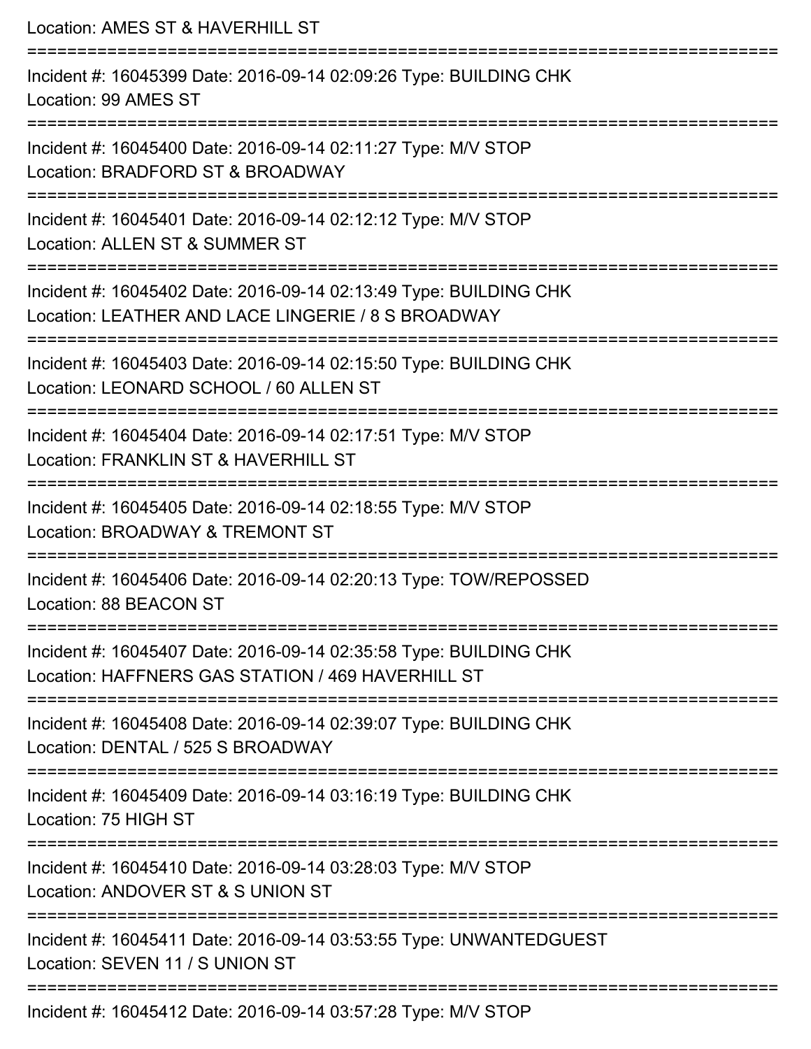Location: AMES ST & HAVERHILL ST

===========================================================================

Incident #: 16045399 Date: 2016-09-14 02:09:26 Type: BUILDING CHK
Location: 99 AMES ST

===========================================================================

Incident #: 16045400 Date: 2016-09-14 02:11:27 Type: M/V STOP
Location: BRADFORD ST & BROADWAY

===========================================================================

Incident #: 16045401 Date: 2016-09-14 02:12:12 Type: M/V STOP
Location: ALLEN ST & SUMMER ST

===========================================================================

Incident #: 16045402 Date: 2016-09-14 02:13:49 Type: BUILDING CHK
Location: LEATHER AND LACE LINGERIE / 8 S BROADWAY

===========================================================================

Incident #: 16045403 Date: 2016-09-14 02:15:50 Type: BUILDING CHK
Location: LEONARD SCHOOL / 60 ALLEN ST

===========================================================================

Incident #: 16045404 Date: 2016-09-14 02:17:51 Type: M/V STOP
Location: FRANKLIN ST & HAVERHILL ST

===========================================================================

Incident #: 16045405 Date: 2016-09-14 02:18:55 Type: M/V STOP
Location: BROADWAY & TREMONT ST

===========================================================================

Incident #: 16045406 Date: 2016-09-14 02:20:13 Type: TOW/REPOSSED
Location: 88 BEACON ST

===========================================================================

Incident #: 16045407 Date: 2016-09-14 02:35:58 Type: BUILDING CHK
Location: HAFFNERS GAS STATION / 469 HAVERHILL ST

===========================================================================

Incident #: 16045408 Date: 2016-09-14 02:39:07 Type: BUILDING CHK
Location: DENTAL / 525 S BROADWAY

===========================================================================

Incident #: 16045409 Date: 2016-09-14 03:16:19 Type: BUILDING CHK
Location: 75 HIGH ST

===========================================================================

Incident #: 16045410 Date: 2016-09-14 03:28:03 Type: M/V STOP
Location: ANDOVER ST & S UNION ST

===========================================================================

Incident #: 16045411 Date: 2016-09-14 03:53:55 Type: UNWANTEDGUEST
Location: SEVEN 11 / S UNION ST

===========================================================================

Incident #: 16045412 Date: 2016-09-14 03:57:28 Type: M/V STOP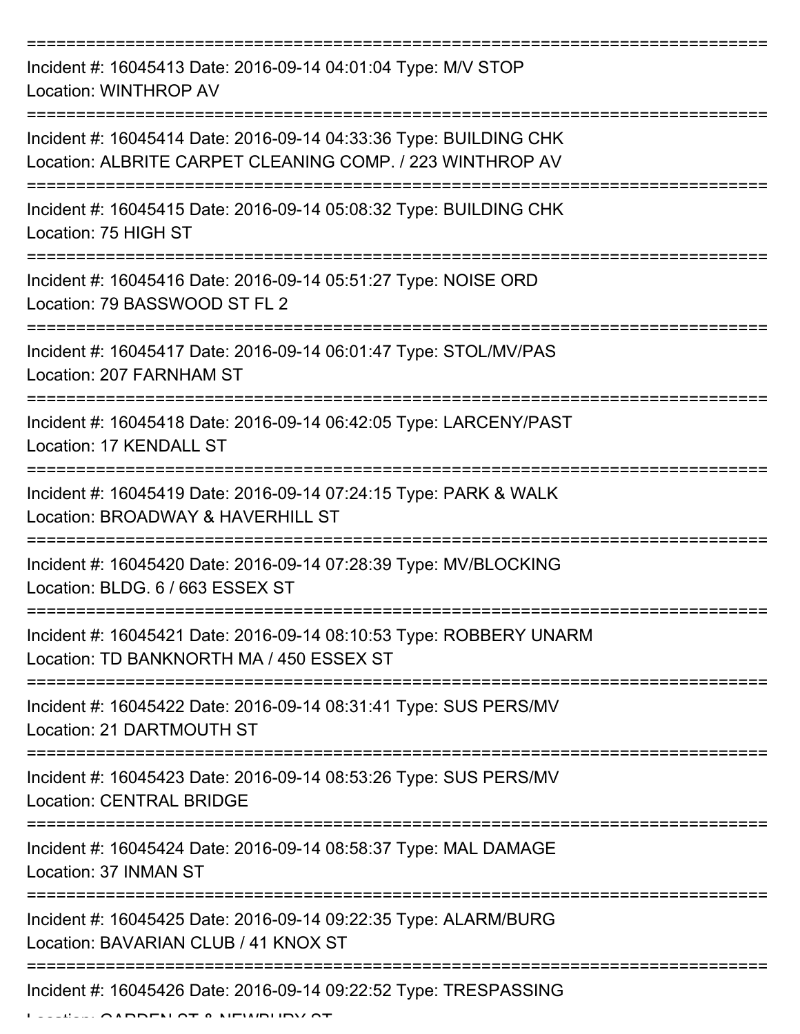===========================================================================

Incident #: 16045413 Date: 2016-09-14 04:01:04 Type: M/V STOP
Location: WINTHROP AV

===========================================================================

Incident #: 16045414 Date: 2016-09-14 04:33:36 Type: BUILDING CHK
Location: ALBRITE CARPET CLEANING COMP. / 223 WINTHROP AV

===========================================================================

Incident #: 16045415 Date: 2016-09-14 05:08:32 Type: BUILDING CHK
Location: 75 HIGH ST

===========================================================================

Incident #: 16045416 Date: 2016-09-14 05:51:27 Type: NOISE ORD
Location: 79 BASSWOOD ST FL 2

===========================================================================

Incident #: 16045417 Date: 2016-09-14 06:01:47 Type: STOL/MV/PAS
Location: 207 FARNHAM ST

===========================================================================

Incident #: 16045418 Date: 2016-09-14 06:42:05 Type: LARCENY/PAST
Location: 17 KENDALL ST

===========================================================================

Incident #: 16045419 Date: 2016-09-14 07:24:15 Type: PARK & WALK
Location: BROADWAY & HAVERHILL ST

===========================================================================

Incident #: 16045420 Date: 2016-09-14 07:28:39 Type: MV/BLOCKING
Location: BLDG. 6 / 663 ESSEX ST

===========================================================================

Incident #: 16045421 Date: 2016-09-14 08:10:53 Type: ROBBERY UNARM
Location: TD BANKNORTH MA / 450 ESSEX ST

===========================================================================

Incident #: 16045422 Date: 2016-09-14 08:31:41 Type: SUS PERS/MV
Location: 21 DARTMOUTH ST

===========================================================================

Incident #: 16045423 Date: 2016-09-14 08:53:26 Type: SUS PERS/MV
Location: CENTRAL BRIDGE

===========================================================================

Incident #: 16045424 Date: 2016-09-14 08:58:37 Type: MAL DAMAGE
Location: 37 INMAN ST

===========================================================================

Incident #: 16045425 Date: 2016-09-14 09:22:35 Type: ALARM/BURG
Location: BAVARIAN CLUB / 41 KNOX ST

===========================================================================

Incident #: 16045426 Date: 2016-09-14 09:22:52 Type: TRESPASSING
Location: GARDEN ST & NEWBURY ST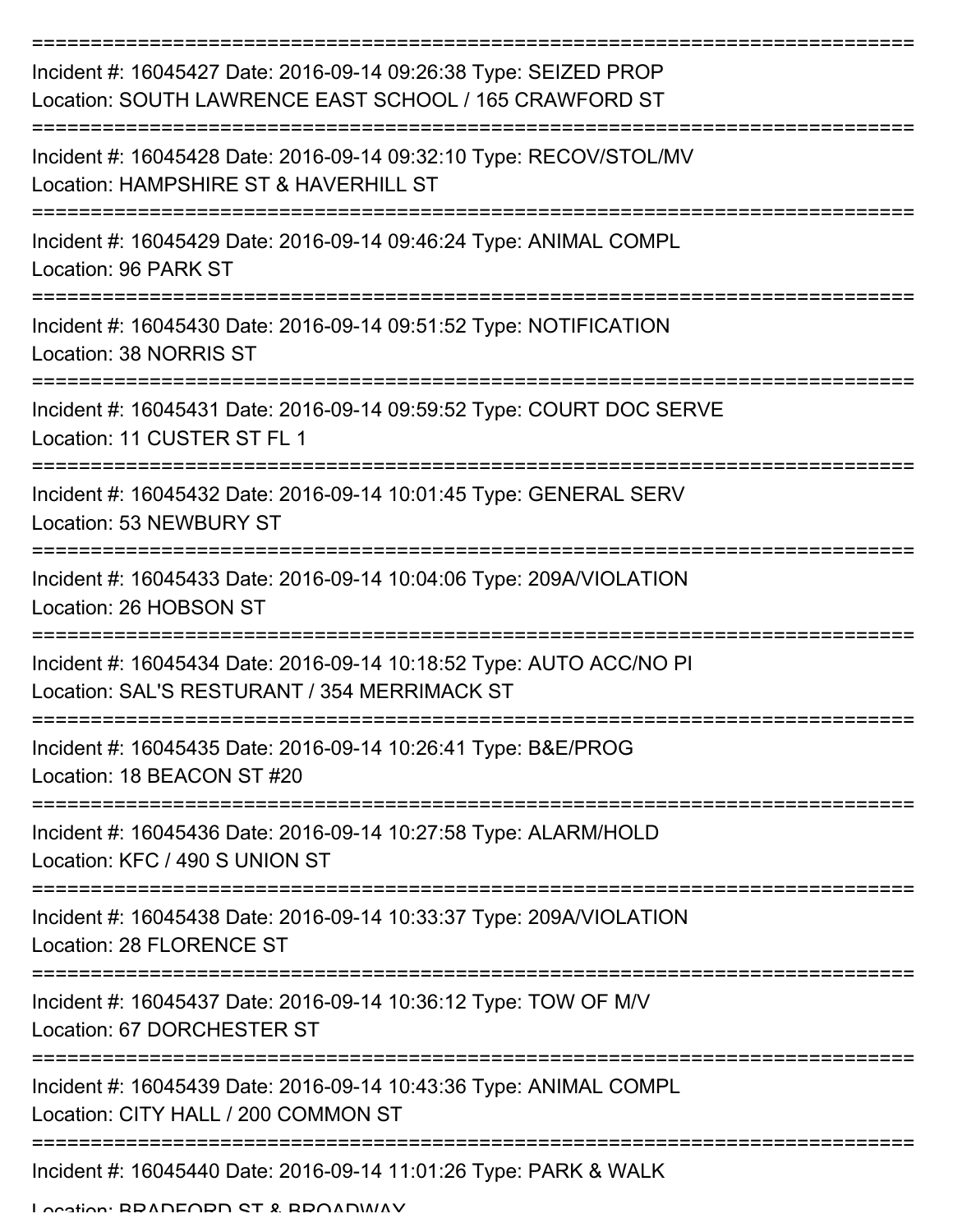===========================================================================

Incident #: 16045427 Date: 2016-09-14 09:26:38 Type: SEIZED PROP
Location: SOUTH LAWRENCE EAST SCHOOL / 165 CRAWFORD ST

===========================================================================

Incident #: 16045428 Date: 2016-09-14 09:32:10 Type: RECOV/STOL/MV
Location: HAMPSHIRE ST & HAVERHILL ST

===========================================================================

Incident #: 16045429 Date: 2016-09-14 09:46:24 Type: ANIMAL COMPL
Location: 96 PARK ST

===========================================================================

Incident #: 16045430 Date: 2016-09-14 09:51:52 Type: NOTIFICATION
Location: 38 NORRIS ST

===========================================================================

Incident #: 16045431 Date: 2016-09-14 09:59:52 Type: COURT DOC SERVE
Location: 11 CUSTER ST FL 1

===========================================================================

Incident #: 16045432 Date: 2016-09-14 10:01:45 Type: GENERAL SERV
Location: 53 NEWBURY ST

===========================================================================

Incident #: 16045433 Date: 2016-09-14 10:04:06 Type: 209A/VIOLATION
Location: 26 HOBSON ST

===========================================================================

Incident #: 16045434 Date: 2016-09-14 10:18:52 Type: AUTO ACC/NO PI
Location: SAL'S RESTURANT / 354 MERRIMACK ST

===========================================================================

Incident #: 16045435 Date: 2016-09-14 10:26:41 Type: B&E/PROG
Location: 18 BEACON ST #20

===========================================================================

Incident #: 16045436 Date: 2016-09-14 10:27:58 Type: ALARM/HOLD
Location: KFC / 490 S UNION ST

===========================================================================

Incident #: 16045438 Date: 2016-09-14 10:33:37 Type: 209A/VIOLATION
Location: 28 FLORENCE ST

===========================================================================

Incident #: 16045437 Date: 2016-09-14 10:36:12 Type: TOW OF M/V
Location: 67 DORCHESTER ST

===========================================================================

Incident #: 16045439 Date: 2016-09-14 10:43:36 Type: ANIMAL COMPL
Location: CITY HALL / 200 COMMON ST

===========================================================================

Incident #: 16045440 Date: 2016-09-14 11:01:26 Type: PARK & WALK
Location: BRADFORD ST & BROADWAY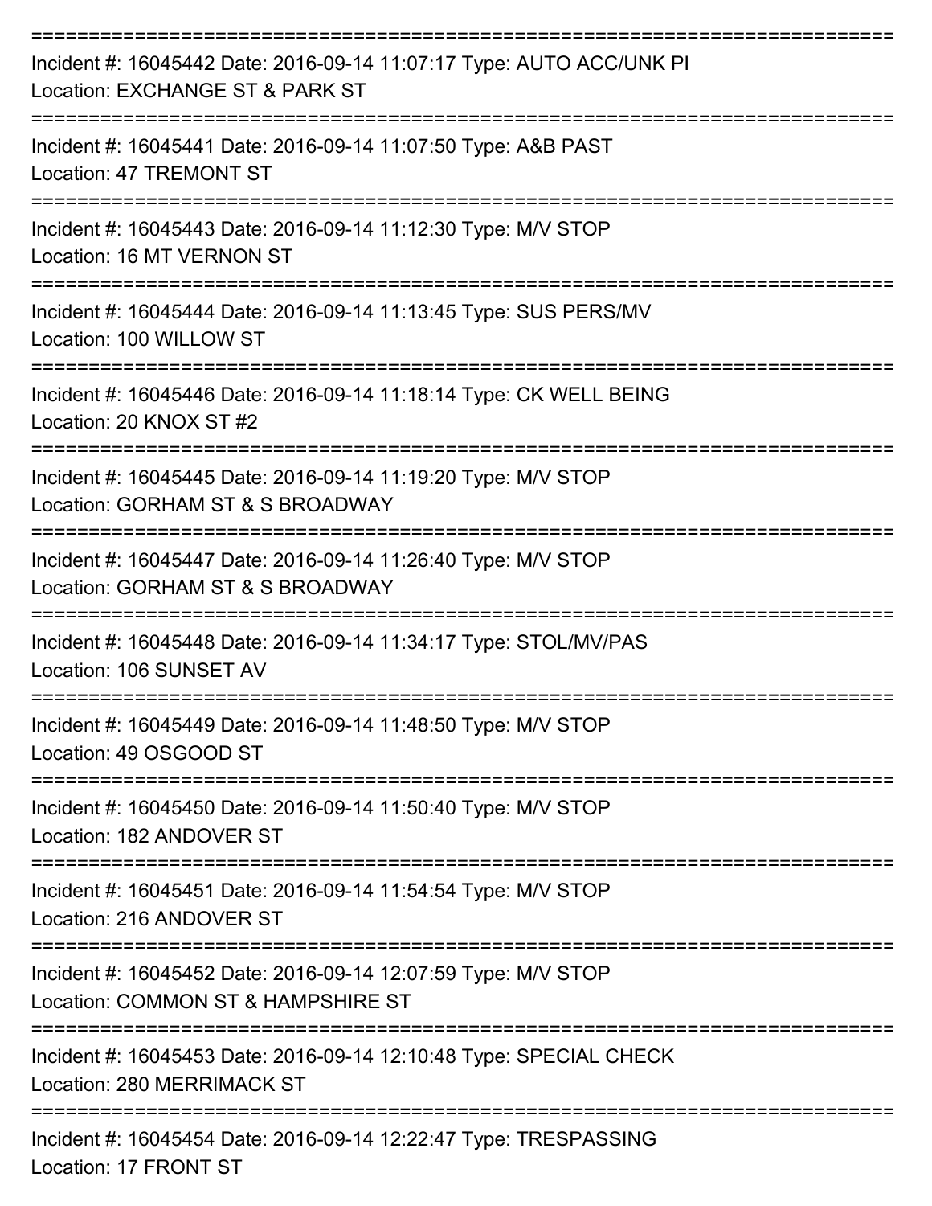===========================================================================

Incident #: 16045442 Date: 2016-09-14 11:07:17 Type: AUTO ACC/UNK PI
Location: EXCHANGE ST & PARK ST

===========================================================================

Incident #: 16045441 Date: 2016-09-14 11:07:50 Type: A&B PAST
Location: 47 TREMONT ST

===========================================================================

Incident #: 16045443 Date: 2016-09-14 11:12:30 Type: M/V STOP
Location: 16 MT VERNON ST

===========================================================================

Incident #: 16045444 Date: 2016-09-14 11:13:45 Type: SUS PERS/MV
Location: 100 WILLOW ST

===========================================================================

Incident #: 16045446 Date: 2016-09-14 11:18:14 Type: CK WELL BEING
Location: 20 KNOX ST #2

===========================================================================

Incident #: 16045445 Date: 2016-09-14 11:19:20 Type: M/V STOP
Location: GORHAM ST & S BROADWAY

===========================================================================

Incident #: 16045447 Date: 2016-09-14 11:26:40 Type: M/V STOP
Location: GORHAM ST & S BROADWAY

===========================================================================

Incident #: 16045448 Date: 2016-09-14 11:34:17 Type: STOL/MV/PAS
Location: 106 SUNSET AV

===========================================================================

Incident #: 16045449 Date: 2016-09-14 11:48:50 Type: M/V STOP
Location: 49 OSGOOD ST

===========================================================================

Incident #: 16045450 Date: 2016-09-14 11:50:40 Type: M/V STOP
Location: 182 ANDOVER ST

===========================================================================

Incident #: 16045451 Date: 2016-09-14 11:54:54 Type: M/V STOP
Location: 216 ANDOVER ST

===========================================================================

Incident #: 16045452 Date: 2016-09-14 12:07:59 Type: M/V STOP
Location: COMMON ST & HAMPSHIRE ST

===========================================================================

Incident #: 16045453 Date: 2016-09-14 12:10:48 Type: SPECIAL CHECK
Location: 280 MERRIMACK ST

===========================================================================

Incident #: 16045454 Date: 2016-09-14 12:22:47 Type: TRESPASSING
Location: 17 FRONT ST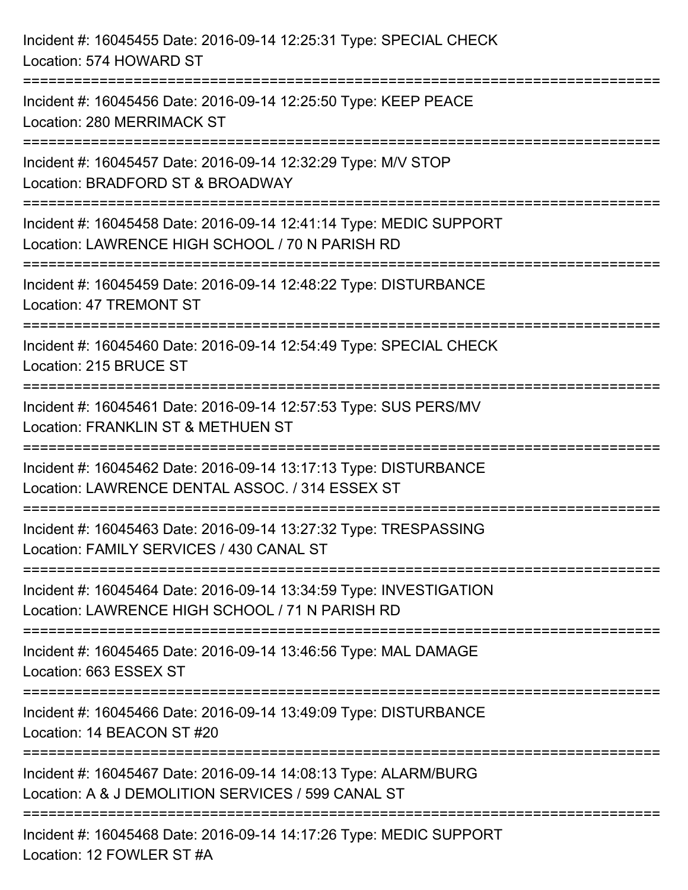Incident #: 16045455 Date: 2016-09-14 12:25:31 Type: SPECIAL CHECK
Location: 574 HOWARD ST

===========================================================================

Incident #: 16045456 Date: 2016-09-14 12:25:50 Type: KEEP PEACE
Location: 280 MERRIMACK ST

===========================================================================

Incident #: 16045457 Date: 2016-09-14 12:32:29 Type: M/V STOP
Location: BRADFORD ST & BROADWAY

===========================================================================

Incident #: 16045458 Date: 2016-09-14 12:41:14 Type: MEDIC SUPPORT
Location: LAWRENCE HIGH SCHOOL / 70 N PARISH RD

===========================================================================

Incident #: 16045459 Date: 2016-09-14 12:48:22 Type: DISTURBANCE
Location: 47 TREMONT ST

===========================================================================

Incident #: 16045460 Date: 2016-09-14 12:54:49 Type: SPECIAL CHECK
Location: 215 BRUCE ST

===========================================================================

Incident #: 16045461 Date: 2016-09-14 12:57:53 Type: SUS PERS/MV
Location: FRANKLIN ST & METHUEN ST

===========================================================================

Incident #: 16045462 Date: 2016-09-14 13:17:13 Type: DISTURBANCE
Location: LAWRENCE DENTAL ASSOC. / 314 ESSEX ST

===========================================================================

Incident #: 16045463 Date: 2016-09-14 13:27:32 Type: TRESPASSING
Location: FAMILY SERVICES / 430 CANAL ST

===========================================================================

Incident #: 16045464 Date: 2016-09-14 13:34:59 Type: INVESTIGATION
Location: LAWRENCE HIGH SCHOOL / 71 N PARISH RD

===========================================================================

Incident #: 16045465 Date: 2016-09-14 13:46:56 Type: MAL DAMAGE
Location: 663 ESSEX ST

===========================================================================

Incident #: 16045466 Date: 2016-09-14 13:49:09 Type: DISTURBANCE
Location: 14 BEACON ST #20

===========================================================================

Incident #: 16045467 Date: 2016-09-14 14:08:13 Type: ALARM/BURG
Location: A & J DEMOLITION SERVICES / 599 CANAL ST

===========================================================================

Incident #: 16045468 Date: 2016-09-14 14:17:26 Type: MEDIC SUPPORT
Location: 12 FOWLER ST #A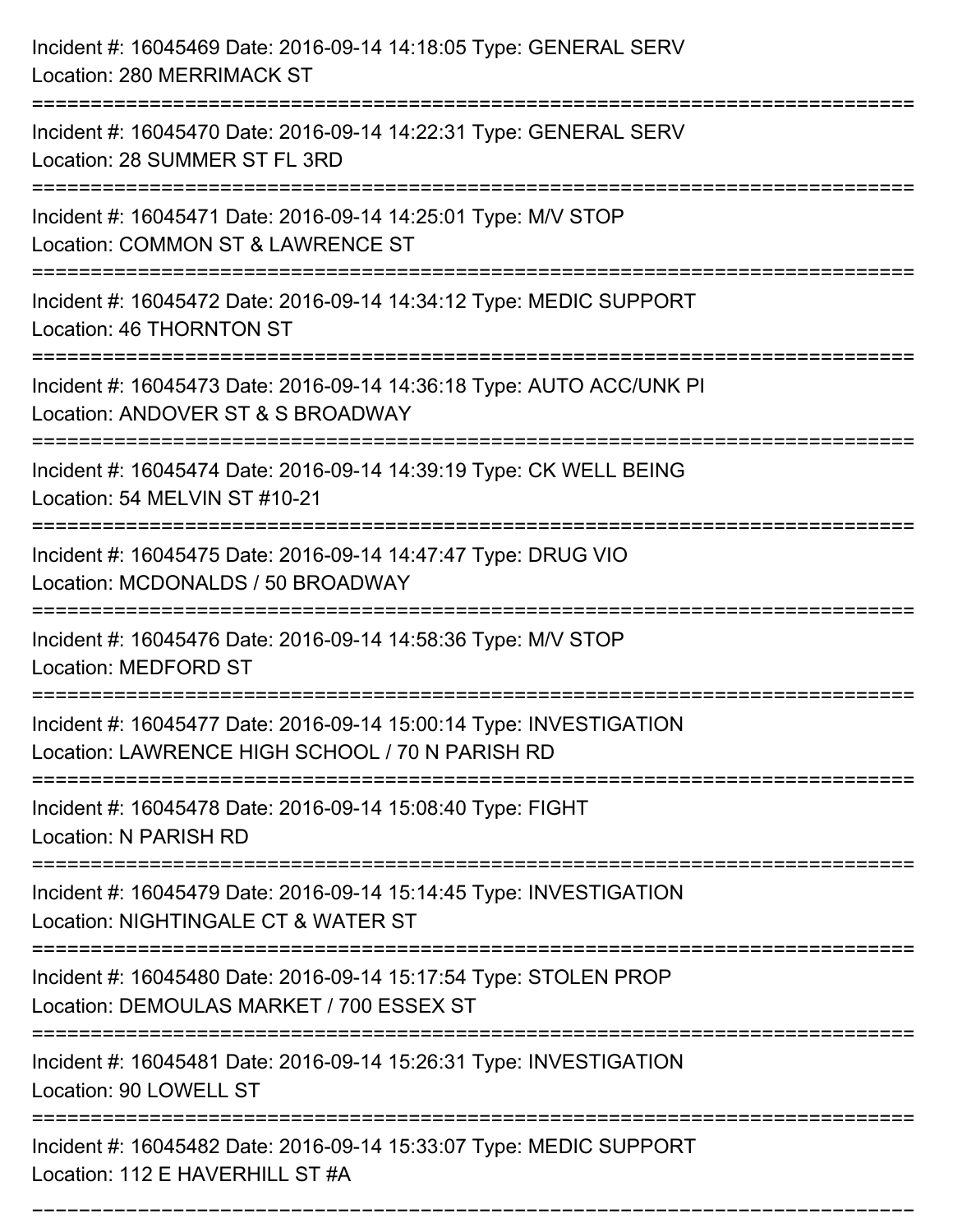Incident #: 16045469 Date: 2016-09-14 14:18:05 Type: GENERAL SERV
Location: 280 MERRIMACK ST

===========================================================================

Incident #: 16045470 Date: 2016-09-14 14:22:31 Type: GENERAL SERV
Location: 28 SUMMER ST FL 3RD

===========================================================================

Incident #: 16045471 Date: 2016-09-14 14:25:01 Type: M/V STOP
Location: COMMON ST & LAWRENCE ST

===========================================================================

Incident #: 16045472 Date: 2016-09-14 14:34:12 Type: MEDIC SUPPORT
Location: 46 THORNTON ST

===========================================================================

Incident #: 16045473 Date: 2016-09-14 14:36:18 Type: AUTO ACC/UNK PI
Location: ANDOVER ST & S BROADWAY

===========================================================================

Incident #: 16045474 Date: 2016-09-14 14:39:19 Type: CK WELL BEING
Location: 54 MELVIN ST #10-21

===========================================================================

Incident #: 16045475 Date: 2016-09-14 14:47:47 Type: DRUG VIO
Location: MCDONALDS / 50 BROADWAY

===========================================================================

Incident #: 16045476 Date: 2016-09-14 14:58:36 Type: M/V STOP
Location: MEDFORD ST

===========================================================================

Incident #: 16045477 Date: 2016-09-14 15:00:14 Type: INVESTIGATION
Location: LAWRENCE HIGH SCHOOL / 70 N PARISH RD

===========================================================================

Incident #: 16045478 Date: 2016-09-14 15:08:40 Type: FIGHT
Location: N PARISH RD

===========================================================================

Incident #: 16045479 Date: 2016-09-14 15:14:45 Type: INVESTIGATION
Location: NIGHTINGALE CT & WATER ST

===========================================================================

Incident #: 16045480 Date: 2016-09-14 15:17:54 Type: STOLEN PROP
Location: DEMOULAS MARKET / 700 ESSEX ST

===========================================================================

Incident #: 16045481 Date: 2016-09-14 15:26:31 Type: INVESTIGATION
Location: 90 LOWELL ST

===========================================================================

Incident #: 16045482 Date: 2016-09-14 15:33:07 Type: MEDIC SUPPORT
Location: 112 E HAVERHILL ST #A

===========================================================================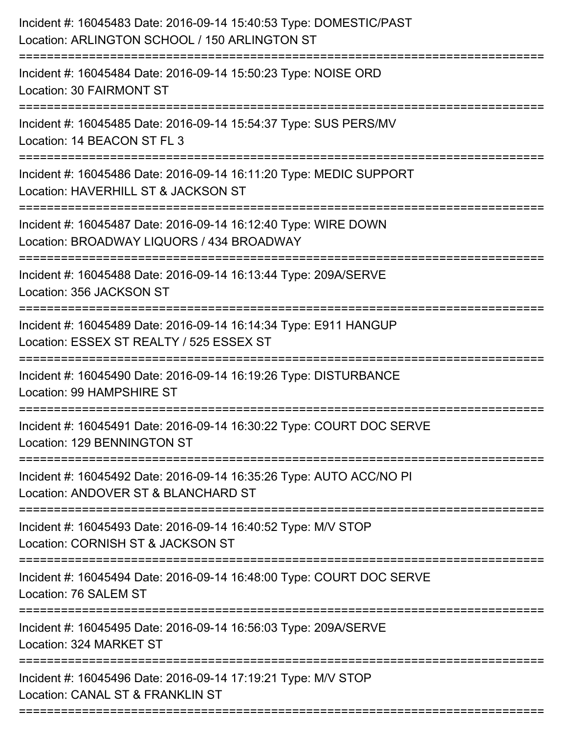Incident #: 16045483 Date: 2016-09-14 15:40:53 Type: DOMESTIC/PAST
Location: ARLINGTON SCHOOL / 150 ARLINGTON ST

===========================================================================

Incident #: 16045484 Date: 2016-09-14 15:50:23 Type: NOISE ORD
Location: 30 FAIRMONT ST

===========================================================================

Incident #: 16045485 Date: 2016-09-14 15:54:37 Type: SUS PERS/MV
Location: 14 BEACON ST FL 3

===========================================================================

Incident #: 16045486 Date: 2016-09-14 16:11:20 Type: MEDIC SUPPORT
Location: HAVERHILL ST & JACKSON ST

===========================================================================

Incident #: 16045487 Date: 2016-09-14 16:12:40 Type: WIRE DOWN
Location: BROADWAY LIQUORS / 434 BROADWAY

===========================================================================

Incident #: 16045488 Date: 2016-09-14 16:13:44 Type: 209A/SERVE
Location: 356 JACKSON ST

===========================================================================

Incident #: 16045489 Date: 2016-09-14 16:14:34 Type: E911 HANGUP
Location: ESSEX ST REALTY / 525 ESSEX ST

===========================================================================

Incident #: 16045490 Date: 2016-09-14 16:19:26 Type: DISTURBANCE
Location: 99 HAMPSHIRE ST

===========================================================================

Incident #: 16045491 Date: 2016-09-14 16:30:22 Type: COURT DOC SERVE
Location: 129 BENNINGTON ST

===========================================================================

Incident #: 16045492 Date: 2016-09-14 16:35:26 Type: AUTO ACC/NO PI
Location: ANDOVER ST & BLANCHARD ST

===========================================================================

Incident #: 16045493 Date: 2016-09-14 16:40:52 Type: M/V STOP
Location: CORNISH ST & JACKSON ST

===========================================================================

Incident #: 16045494 Date: 2016-09-14 16:48:00 Type: COURT DOC SERVE
Location: 76 SALEM ST

===========================================================================

Incident #: 16045495 Date: 2016-09-14 16:56:03 Type: 209A/SERVE
Location: 324 MARKET ST

===========================================================================

Incident #: 16045496 Date: 2016-09-14 17:19:21 Type: M/V STOP
Location: CANAL ST & FRANKLIN ST

===========================================================================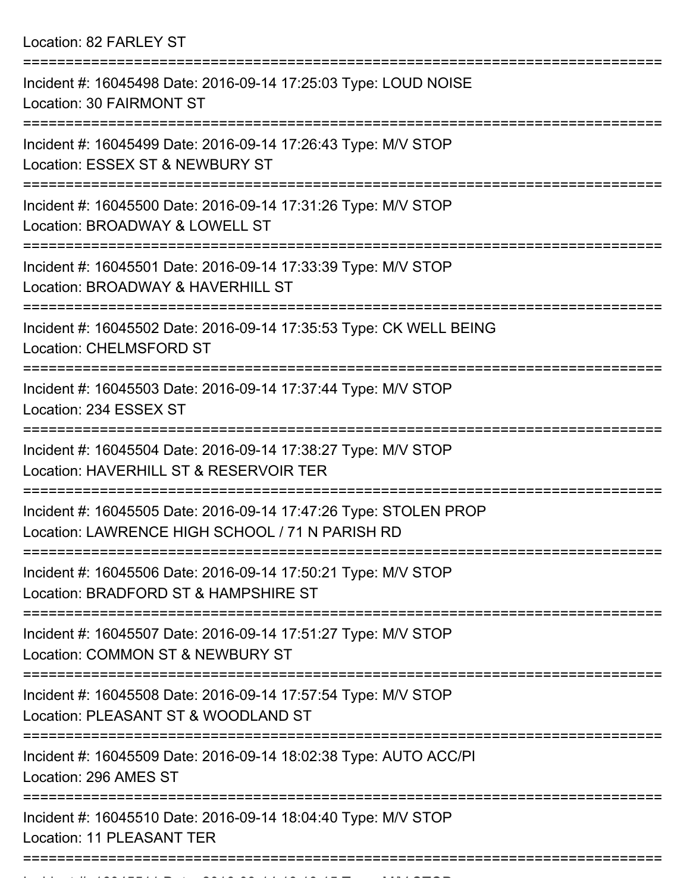Location: 82 FARLEY ST

===========================================================================

Incident #: 16045498 Date: 2016-09-14 17:25:03 Type: LOUD NOISE
Location: 30 FAIRMONT ST

===========================================================================

Incident #: 16045499 Date: 2016-09-14 17:26:43 Type: M/V STOP
Location: ESSEX ST & NEWBURY ST

===========================================================================

Incident #: 16045500 Date: 2016-09-14 17:31:26 Type: M/V STOP
Location: BROADWAY & LOWELL ST

===========================================================================

Incident #: 16045501 Date: 2016-09-14 17:33:39 Type: M/V STOP
Location: BROADWAY & HAVERHILL ST

===========================================================================

Incident #: 16045502 Date: 2016-09-14 17:35:53 Type: CK WELL BEING
Location: CHELMSFORD ST

===========================================================================

Incident #: 16045503 Date: 2016-09-14 17:37:44 Type: M/V STOP
Location: 234 ESSEX ST

===========================================================================

Incident #: 16045504 Date: 2016-09-14 17:38:27 Type: M/V STOP
Location: HAVERHILL ST & RESERVOIR TER

===========================================================================

Incident #: 16045505 Date: 2016-09-14 17:47:26 Type: STOLEN PROP
Location: LAWRENCE HIGH SCHOOL / 71 N PARISH RD

===========================================================================

Incident #: 16045506 Date: 2016-09-14 17:50:21 Type: M/V STOP
Location: BRADFORD ST & HAMPSHIRE ST

===========================================================================

Incident #: 16045507 Date: 2016-09-14 17:51:27 Type: M/V STOP
Location: COMMON ST & NEWBURY ST

===========================================================================

Incident #: 16045508 Date: 2016-09-14 17:57:54 Type: M/V STOP
Location: PLEASANT ST & WOODLAND ST

===========================================================================

Incident #: 16045509 Date: 2016-09-14 18:02:38 Type: AUTO ACC/PI
Location: 296 AMES ST

===========================================================================

Incident #: 16045510 Date: 2016-09-14 18:04:40 Type: M/V STOP
Location: 11 PLEASANT TER

===========================================================================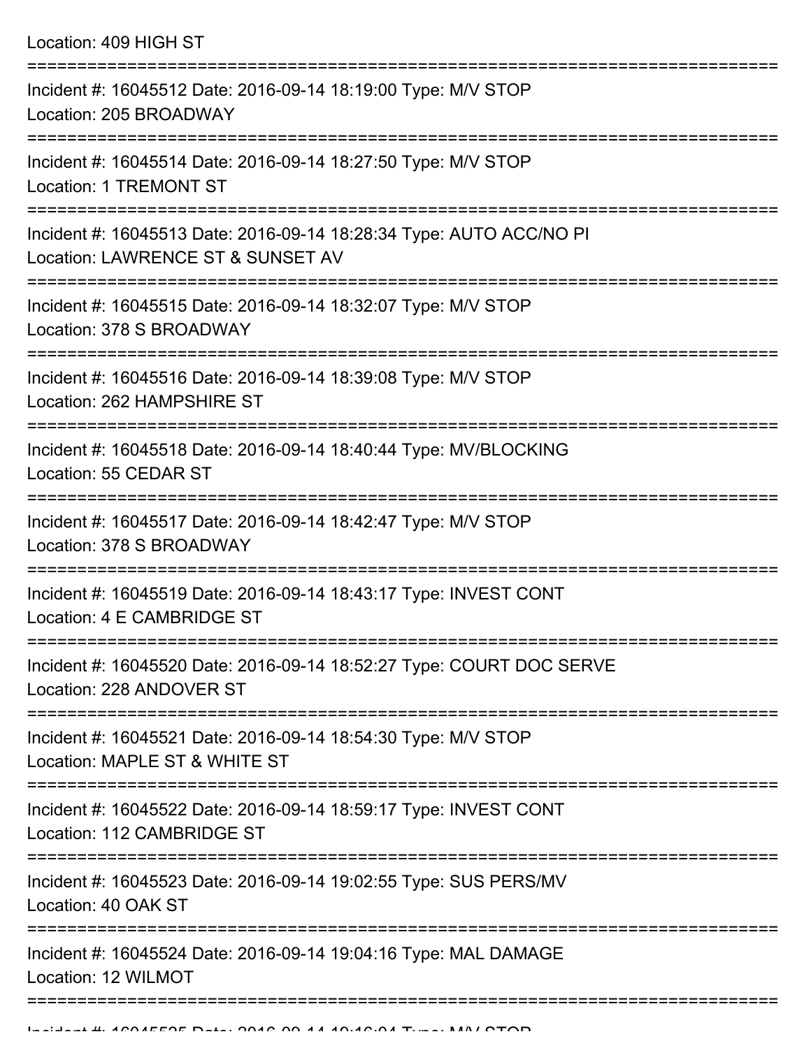Location: 409 HIGH ST

===========================================================================

Incident #: 16045512 Date: 2016-09-14 18:19:00 Type: M/V STOP
Location: 205 BROADWAY

===========================================================================

Incident #: 16045514 Date: 2016-09-14 18:27:50 Type: M/V STOP
Location: 1 TREMONT ST

===========================================================================

Incident #: 16045513 Date: 2016-09-14 18:28:34 Type: AUTO ACC/NO PI
Location: LAWRENCE ST & SUNSET AV

===========================================================================

Incident #: 16045515 Date: 2016-09-14 18:32:07 Type: M/V STOP
Location: 378 S BROADWAY

===========================================================================

Incident #: 16045516 Date: 2016-09-14 18:39:08 Type: M/V STOP
Location: 262 HAMPSHIRE ST

===========================================================================

Incident #: 16045518 Date: 2016-09-14 18:40:44 Type: MV/BLOCKING
Location: 55 CEDAR ST

===========================================================================

Incident #: 16045517 Date: 2016-09-14 18:42:47 Type: M/V STOP
Location: 378 S BROADWAY

===========================================================================

Incident #: 16045519 Date: 2016-09-14 18:43:17 Type: INVEST CONT
Location: 4 E CAMBRIDGE ST

===========================================================================

Incident #: 16045520 Date: 2016-09-14 18:52:27 Type: COURT DOC SERVE
Location: 228 ANDOVER ST

===========================================================================

Incident #: 16045521 Date: 2016-09-14 18:54:30 Type: M/V STOP
Location: MAPLE ST & WHITE ST

===========================================================================

Incident #: 16045522 Date: 2016-09-14 18:59:17 Type: INVEST CONT
Location: 112 CAMBRIDGE ST

===========================================================================

Incident #: 16045523 Date: 2016-09-14 19:02:55 Type: SUS PERS/MV
Location: 40 OAK ST

===========================================================================

Incident #: 16045524 Date: 2016-09-14 19:04:16 Type: MAL DAMAGE
Location: 12 WILMOT

===========================================================================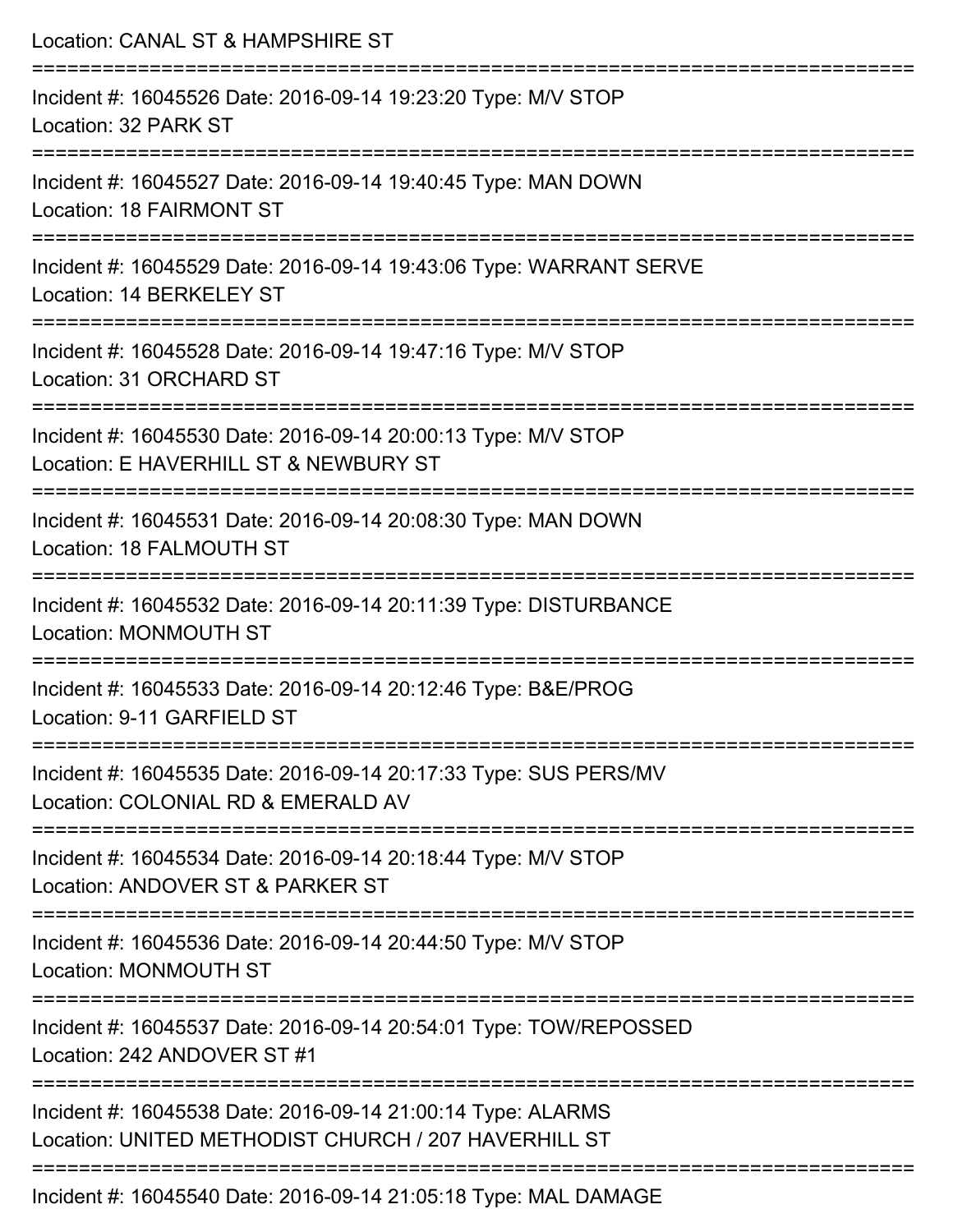Location: CANAL ST & HAMPSHIRE ST

===========================================================================

Incident #: 16045526 Date: 2016-09-14 19:23:20 Type: M/V STOP
Location: 32 PARK ST

===========================================================================

Incident #: 16045527 Date: 2016-09-14 19:40:45 Type: MAN DOWN
Location: 18 FAIRMONT ST

===========================================================================

Incident #: 16045529 Date: 2016-09-14 19:43:06 Type: WARRANT SERVE
Location: 14 BERKELEY ST

===========================================================================

Incident #: 16045528 Date: 2016-09-14 19:47:16 Type: M/V STOP
Location: 31 ORCHARD ST

===========================================================================

Incident #: 16045530 Date: 2016-09-14 20:00:13 Type: M/V STOP
Location: E HAVERHILL ST & NEWBURY ST

===========================================================================

Incident #: 16045531 Date: 2016-09-14 20:08:30 Type: MAN DOWN
Location: 18 FALMOUTH ST

===========================================================================

Incident #: 16045532 Date: 2016-09-14 20:11:39 Type: DISTURBANCE
Location: MONMOUTH ST

===========================================================================

Incident #: 16045533 Date: 2016-09-14 20:12:46 Type: B&E/PROG
Location: 9-11 GARFIELD ST

===========================================================================

Incident #: 16045535 Date: 2016-09-14 20:17:33 Type: SUS PERS/MV
Location: COLONIAL RD & EMERALD AV

===========================================================================

Incident #: 16045534 Date: 2016-09-14 20:18:44 Type: M/V STOP
Location: ANDOVER ST & PARKER ST

===========================================================================

Incident #: 16045536 Date: 2016-09-14 20:44:50 Type: M/V STOP
Location: MONMOUTH ST

===========================================================================

Incident #: 16045537 Date: 2016-09-14 20:54:01 Type: TOW/REPOSSED
Location: 242 ANDOVER ST #1

===========================================================================

Incident #: 16045538 Date: 2016-09-14 21:00:14 Type: ALARMS
Location: UNITED METHODIST CHURCH / 207 HAVERHILL ST

===========================================================================

Incident #: 16045540 Date: 2016-09-14 21:05:18 Type: MAL DAMAGE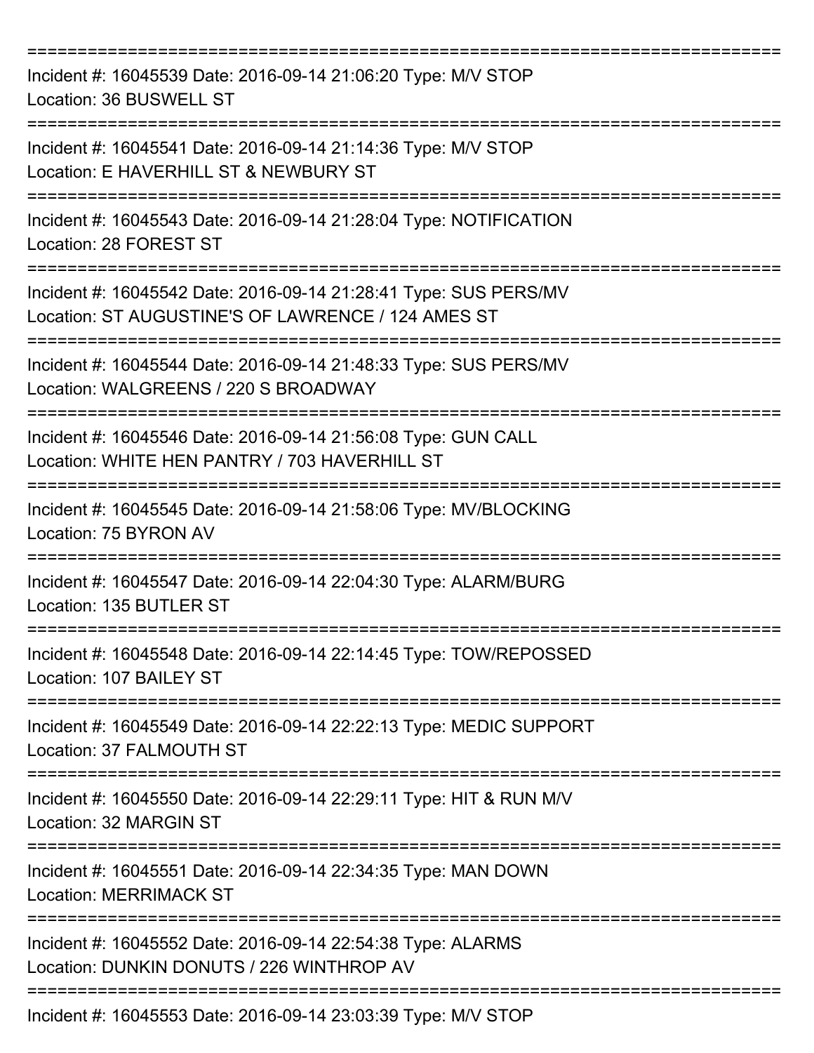===========================================================================

Incident #: 16045539 Date: 2016-09-14 21:06:20 Type: M/V STOP
Location: 36 BUSWELL ST

===========================================================================

Incident #: 16045541 Date: 2016-09-14 21:14:36 Type: M/V STOP
Location: E HAVERHILL ST & NEWBURY ST

===========================================================================

Incident #: 16045543 Date: 2016-09-14 21:28:04 Type: NOTIFICATION
Location: 28 FOREST ST

===========================================================================

Incident #: 16045542 Date: 2016-09-14 21:28:41 Type: SUS PERS/MV
Location: ST AUGUSTINE'S OF LAWRENCE / 124 AMES ST

===========================================================================

Incident #: 16045544 Date: 2016-09-14 21:48:33 Type: SUS PERS/MV
Location: WALGREENS / 220 S BROADWAY

===========================================================================

Incident #: 16045546 Date: 2016-09-14 21:56:08 Type: GUN CALL
Location: WHITE HEN PANTRY / 703 HAVERHILL ST

===========================================================================

Incident #: 16045545 Date: 2016-09-14 21:58:06 Type: MV/BLOCKING
Location: 75 BYRON AV

===========================================================================

Incident #: 16045547 Date: 2016-09-14 22:04:30 Type: ALARM/BURG
Location: 135 BUTLER ST

===========================================================================

Incident #: 16045548 Date: 2016-09-14 22:14:45 Type: TOW/REPOSSED
Location: 107 BAILEY ST

===========================================================================

Incident #: 16045549 Date: 2016-09-14 22:22:13 Type: MEDIC SUPPORT
Location: 37 FALMOUTH ST

===========================================================================

Incident #: 16045550 Date: 2016-09-14 22:29:11 Type: HIT & RUN M/V
Location: 32 MARGIN ST

===========================================================================

Incident #: 16045551 Date: 2016-09-14 22:34:35 Type: MAN DOWN
Location: MERRIMACK ST

===========================================================================

Incident #: 16045552 Date: 2016-09-14 22:54:38 Type: ALARMS
Location: DUNKIN DONUTS / 226 WINTHROP AV

===========================================================================

Incident #: 16045553 Date: 2016-09-14 23:03:39 Type: M/V STOP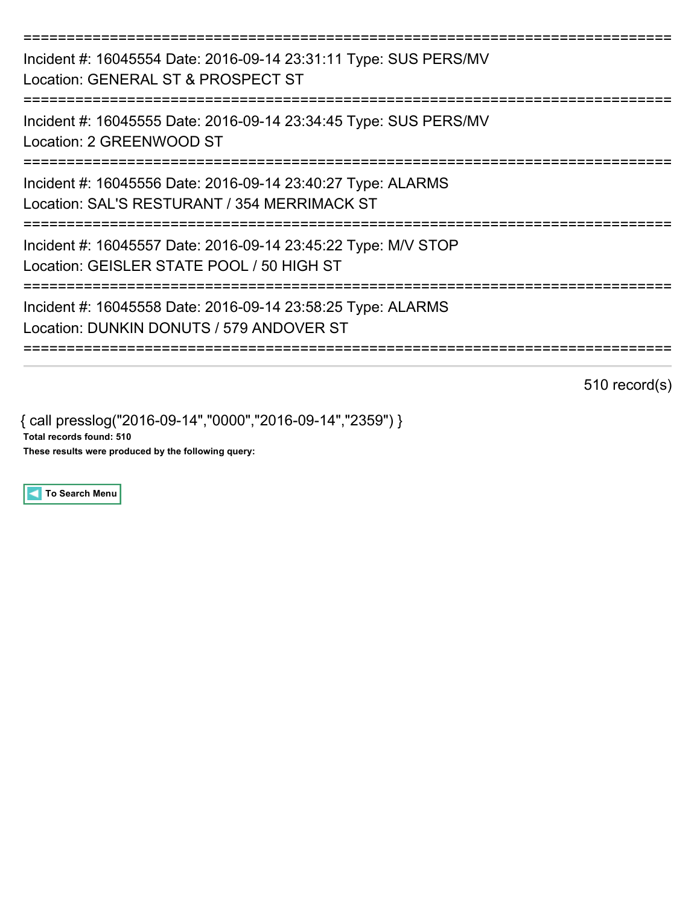===========================================================================

Incident #: 16045554 Date: 2016-09-14 23:31:11 Type: SUS PERS/MV

Location: GENERAL ST & PROSPECT ST

===========================================================================

Incident #: 16045555 Date: 2016-09-14 23:34:45 Type: SUS PERS/MV

Location: 2 GREENWOOD ST

===========================================================================

Incident #: 16045556 Date: 2016-09-14 23:40:27 Type: ALARMS

Location: SAL'S RESTURANT / 354 MERRIMACK ST

===========================================================================

Incident #: 16045557 Date: 2016-09-14 23:45:22 Type: M/V STOP

Location: GEISLER STATE POOL / 50 HIGH ST

===========================================================================

Incident #: 16045558 Date: 2016-09-14 23:58:25 Type: ALARMS

Location: DUNKIN DONUTS / 579 ANDOVER ST

===========================================================================

510 record(s)

{ call presslog("2016-09-14","0000","2016-09-14","2359") }

**Total records found: 510**

**These results were produced by the following query:**

**To Search Menu**